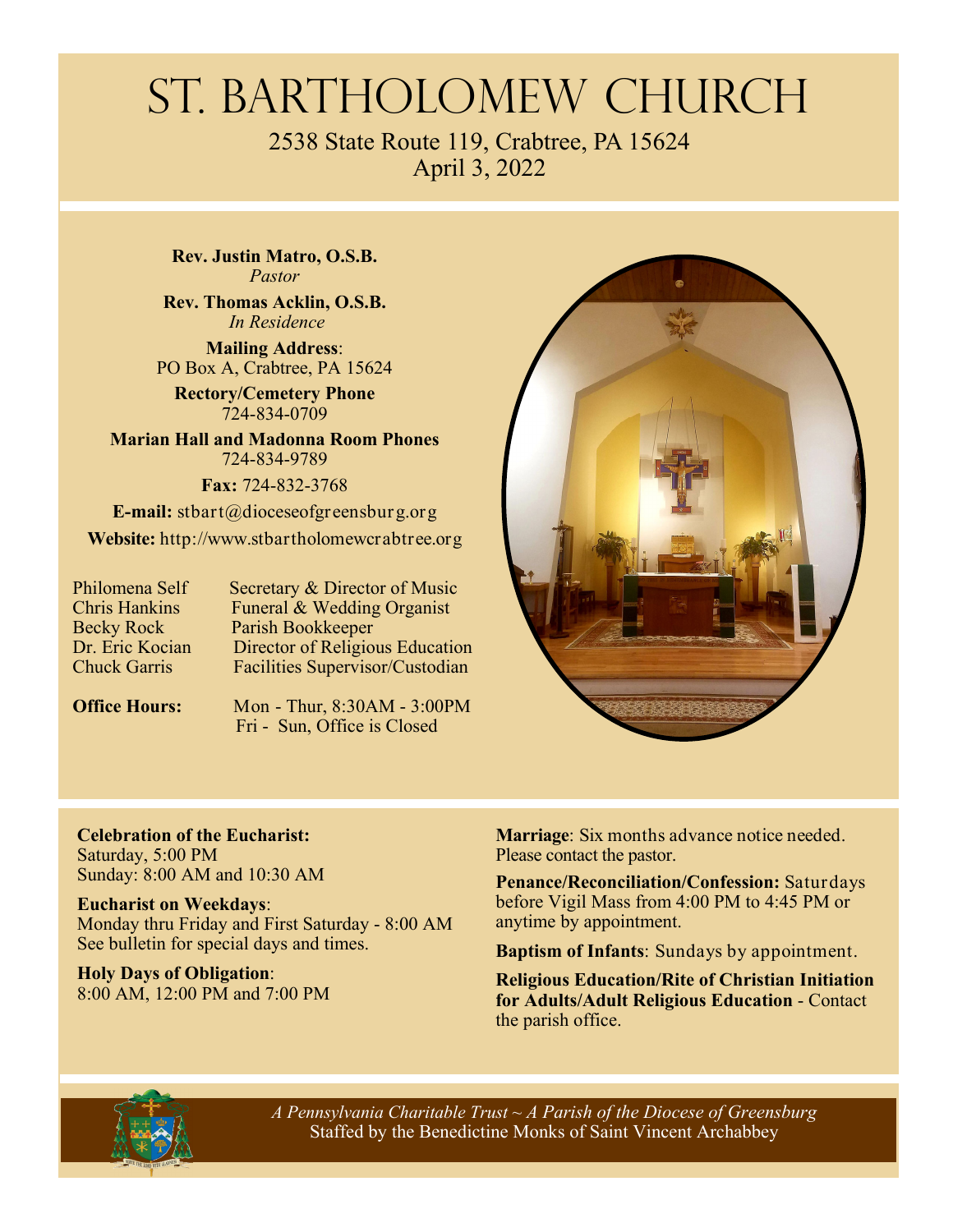# St. Bartholomew Church

2538 State Route 119, Crabtree, PA 15624
April 3, 2022

**Rev. Justin Matro, O.S.B.**
*Pastor*

**Rev. Thomas Acklin, O.S.B.**
*In Residence*

**Mailing Address**:
PO Box A, Crabtree, PA 15624

**Rectory/Cemetery Phone**
724-834-0709

**Marian Hall and Madonna Room Phones**
724-834-9789

**Fax:** 724-832-3768

**E-mail:** stbart@dioceseofgreensburg.org

**Website:** http://www.stbartholomewcrabtree.org

| | |
|---|---|
| Philomena Self | Secretary & Director of Music |
| Chris Hankins | Funeral & Wedding Organist |
| Becky Rock | Parish Bookkeeper |
| Dr. Eric Kocian | Director of Religious Education |
| Chuck Garris | Facilities Supervisor/Custodian |

**Office Hours:** Mon - Thur, 8:30AM - 3:00PM
Fri - Sun, Office is Closed

**Celebration of the Eucharist:**
Saturday, 5:00 PM
Sunday: 8:00 AM and 10:30 AM

**Eucharist on Weekdays**:
Monday thru Friday and First Saturday - 8:00 AM
See bulletin for special days and times.

**Holy Days of Obligation**:
8:00 AM, 12:00 PM and 7:00 PM

**Marriage**: Six months advance notice needed. Please contact the pastor.

**Penance/Reconciliation/Confession:** Saturdays before Vigil Mass from 4:00 PM to 4:45 PM or anytime by appointment.

**Baptism of Infants**: Sundays by appointment.

**Religious Education/Rite of Christian Initiation for Adults/Adult Religious Education** - Contact the parish office.

*A Pennsylvania Charitable Trust ~ A Parish of the Diocese of Greensburg*
Staffed by the Benedictine Monks of Saint Vincent Archabbey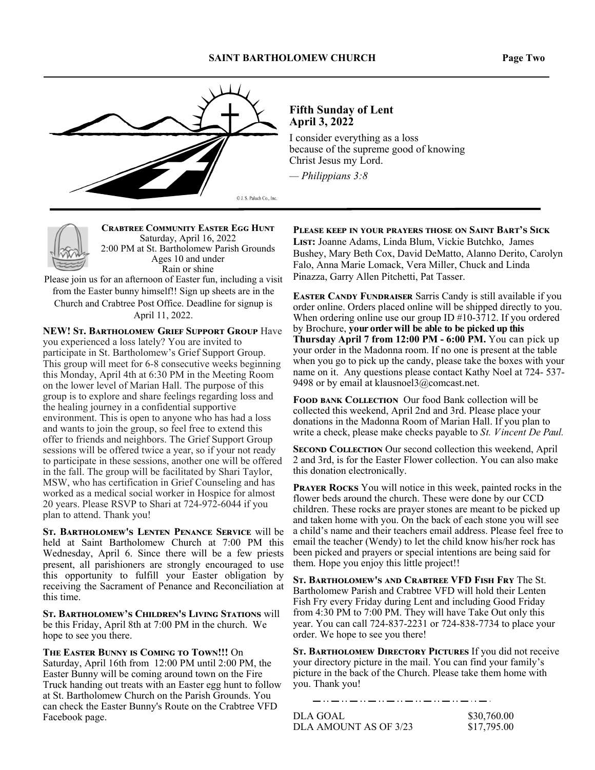## Fifth Sunday of Lent
## April 3, 2022

I consider everything as a loss
because of the supreme good of knowing
Christ Jesus my Lord.

*— Philippians 3:8*

**CRABTREE COMMUNITY EASTER EGG HUNT**
Saturday, April 16, 2022
2:00 PM at St. Bartholomew Parish Grounds
Ages 10 and under
Rain or shine

Please join us for an afternoon of Easter fun, including a visit from the Easter bunny himself!! Sign up sheets are in the Church and Crabtree Post Office. Deadline for signup is April 11, 2022.

**NEW! ST. BARTHOLOMEW GRIEF SUPPORT GROUP** Have you experienced a loss lately? You are invited to participate in St. Bartholomew's Grief Support Group. This group will meet for 6-8 consecutive weeks beginning this Monday, April 4th at 6:30 PM in the Meeting Room on the lower level of Marian Hall. The purpose of this group is to explore and share feelings regarding loss and the healing journey in a confidential supportive environment. This is open to anyone who has had a loss and wants to join the group, so feel free to extend this offer to friends and neighbors. The Grief Support Group sessions will be offered twice a year, so if your not ready to participate in these sessions, another one will be offered in the fall. The group will be facilitated by Shari Taylor, MSW, who has certification in Grief Counseling and has worked as a medical social worker in Hospice for almost 20 years. Please RSVP to Shari at 724-972-6044 if you plan to attend. Thank you!

**ST. BARTHOLOMEW'S LENTEN PENANCE SERVICE** will be held at Saint Bartholomew Church at 7:00 PM this Wednesday, April 6. Since there will be a few priests present, all parishioners are strongly encouraged to use this opportunity to fulfill your Easter obligation by receiving the Sacrament of Penance and Reconciliation at this time.

**ST. BARTHOLOMEW'S CHILDREN'S LIVING STATIONS** will be this Friday, April 8th at 7:00 PM in the church. We hope to see you there.

**THE EASTER BUNNY IS COMING TO TOWN!!!** On Saturday, April 16th from 12:00 PM until 2:00 PM, the Easter Bunny will be coming around town on the Fire Truck handing out treats with an Easter egg hunt to follow at St. Bartholomew Church on the Parish Grounds. You can check the Easter Bunny's Route on the Crabtree VFD Facebook page.

**PLEASE KEEP IN YOUR PRAYERS THOSE ON SAINT BART'S SICK LIST:** Joanne Adams, Linda Blum, Vickie Butchko, James Bushey, Mary Beth Cox, David DeMatto, Alanno Derito, Carolyn Falo, Anna Marie Lomack, Vera Miller, Chuck and Linda Pinazza, Garry Allen Pitchetti, Pat Tasser.

**EASTER CANDY FUNDRAISER** Sarris Candy is still available if you order online. Orders placed online will be shipped directly to you. When ordering online use our group ID #10-3712. If you ordered by Brochure, **your order will be able to be picked up this Thursday April 7 from 12:00 PM - 6:00 PM.** You can pick up your order in the Madonna room. If no one is present at the table when you go to pick up the candy, please take the boxes with your name on it. Any questions please contact Kathy Noel at 724- 537-9498 or by email at klausnoel3@comcast.net.

**FOOD BANK COLLECTION** Our food Bank collection will be collected this weekend, April 2nd and 3rd. Please place your donations in the Madonna Room of Marian Hall. If you plan to write a check, please make checks payable to *St. Vincent De Paul.*

**SECOND COLLECTION** Our second collection this weekend, April 2 and 3rd, is for the Easter Flower collection. You can also make this donation electronically.

**PRAYER ROCKS** You will notice in this week, painted rocks in the flower beds around the church. These were done by our CCD children. These rocks are prayer stones are meant to be picked up and taken home with you. On the back of each stone you will see a child's name and their teachers email address. Please feel free to email the teacher (Wendy) to let the child know his/her rock has been picked and prayers or special intentions are being said for them. Hope you enjoy this little project!!

**ST. BARTHOLOMEW'S AND CRABTREE VFD FISH FRY** The St. Bartholomew Parish and Crabtree VFD will hold their Lenten Fish Fry every Friday during Lent and including Good Friday from 4:30 PM to 7:00 PM. They will have Take Out only this year. You can call 724-837-2231 or 724-838-7734 to place your order. We hope to see you there!

**ST. BARTHOLOMEW DIRECTORY PICTURES** If you did not receive your directory picture in the mail. You can find your family's picture in the back of the Church. Please take them home with you. Thank you!

| | |
|---|---|
| DLA GOAL | $30,760.00 |
| DLA AMOUNT AS OF 3/23 | $17,795.00 |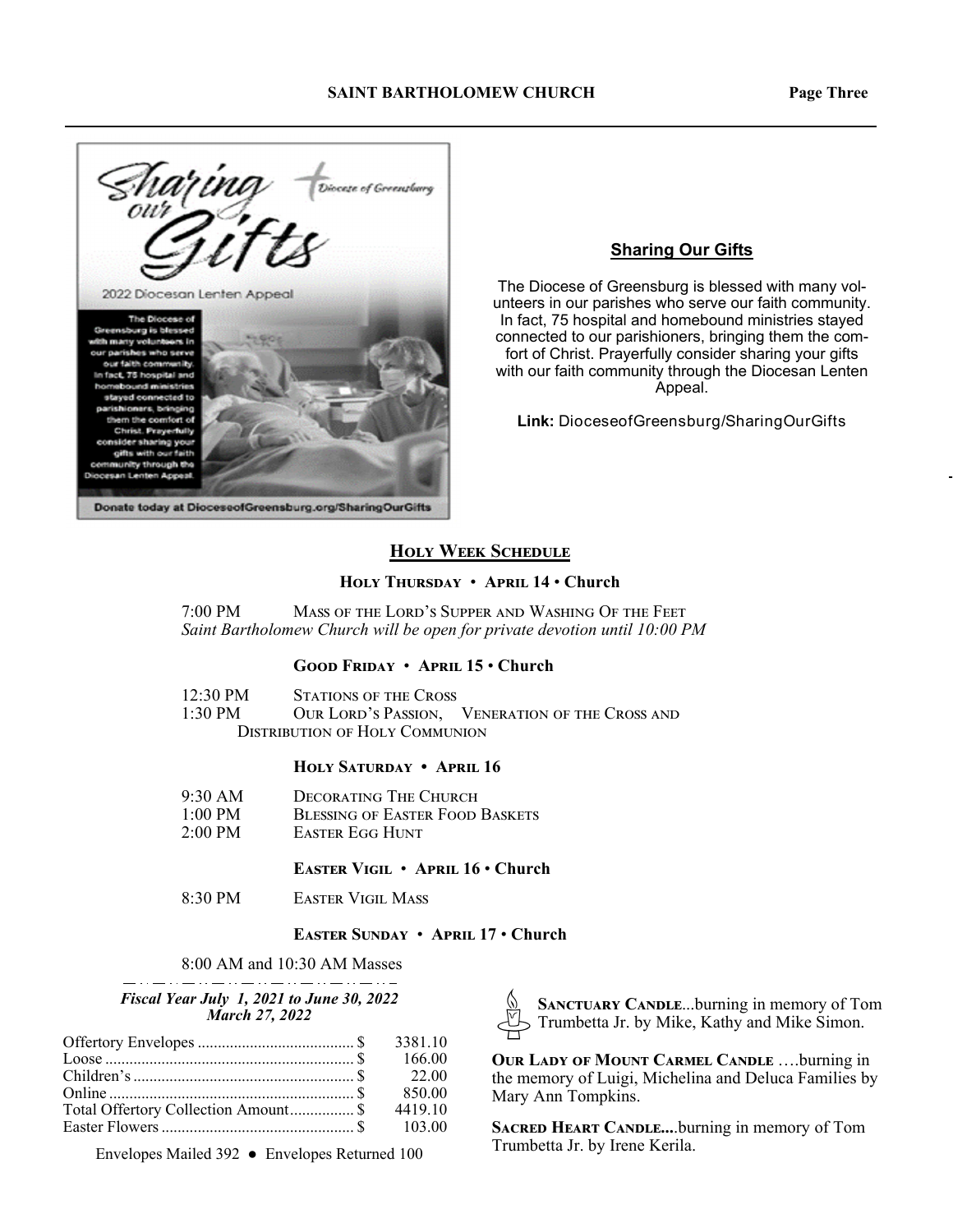Sharing our Gifts

Diocese of Greensburg

2022 Diocesan Lenten Appeal

The Diocese of Greensburg is blessed with many volunteers in our parishes who serve our faith community. In fact, 75 hospital and homebound ministries stayed connected to parishioners, bringing them the comfort of Christ. Prayerfully consider sharing your gifts with our faith community through the Diocesan Lenten Appeal.

Donate today at DioceseofGreensburg.org/SharingOurGifts

## Sharing Our Gifts

The Diocese of Greensburg is blessed with many volunteers in our parishes who serve our faith community. In fact, 75 hospital and homebound ministries stayed connected to our parishioners, bringing them the comfort of Christ. Prayerfully consider sharing your gifts with our faith community through the Diocesan Lenten Appeal.

**Link:** DioceseofGreensburg/SharingOurGifts

## Holy Week Schedule

### Holy Thursday • April 14 • Church

7:00 PM Mass of the Lord's Supper and Washing Of the Feet

*Saint Bartholomew Church will be open for private devotion until 10:00 PM*

### Good Friday • April 15 • Church

12:30 PM Stations of the Cross

1:30 PM Our Lord's Passion, Veneration of the Cross and Distribution of Holy Communion

### Holy Saturday • April 16

9:30 AM Decorating The Church

1:00 PM Blessing of Easter Food Baskets

2:00 PM Easter Egg Hunt

### Easter Vigil • April 16 • Church

8:30 PM Easter Vigil Mass

### Easter Sunday • April 17 • Church

8:00 AM and 10:30 AM Masses

***Fiscal Year July 1, 2021 to June 30, 2022***
***March 27, 2022***

| Item | Amount |
|---|---|
| Offertory Envelopes | $ 3381.10 |
| Loose | $ 166.00 |
| Children's | $ 22.00 |
| Online | $ 850.00 |
| Total Offertory Collection Amount | $ 4419.10 |
| Easter Flowers | $ 103.00 |

Envelopes Mailed 392 ● Envelopes Returned 100

**Sanctuary Candle**...burning in memory of Tom Trumbetta Jr. by Mike, Kathy and Mike Simon.

**Our Lady of Mount Carmel Candle** ….burning in the memory of Luigi, Michelina and Deluca Families by Mary Ann Tompkins.

**Sacred Heart Candle....**burning in memory of Tom Trumbetta Jr. by Irene Kerila.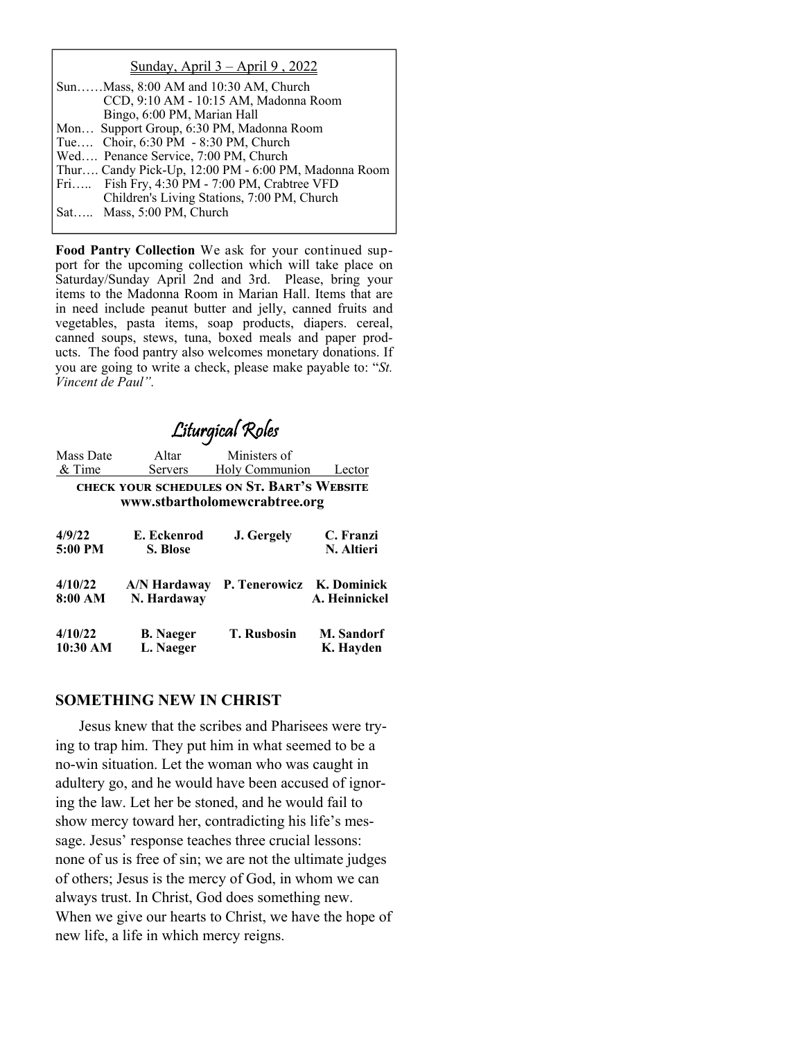Sunday, April 3 – April 9 , 2022

Sun……Mass, 8:00 AM and 10:30 AM, Church
CCD, 9:10 AM - 10:15 AM, Madonna Room
Bingo, 6:00 PM, Marian Hall
Mon… Support Group, 6:30 PM, Madonna Room
Tue…. Choir, 6:30 PM - 8:30 PM, Church
Wed…. Penance Service, 7:00 PM, Church
Thur…. Candy Pick-Up, 12:00 PM - 6:00 PM, Madonna Room
Fri….. Fish Fry, 4:30 PM - 7:00 PM, Crabtree VFD
Children's Living Stations, 7:00 PM, Church
Sat….. Mass, 5:00 PM, Church

**Food Pantry Collection** We ask for your continued support for the upcoming collection which will take place on Saturday/Sunday April 2nd and 3rd. Please, bring your items to the Madonna Room in Marian Hall. Items that are in need include peanut butter and jelly, canned fruits and vegetables, pasta items, soap products, diapers. cereal, canned soups, stews, tuna, boxed meals and paper products. The food pantry also welcomes monetary donations. If you are going to write a check, please make payable to: "*St. Vincent de Paul".*

## Liturgical Roles

**CHECK YOUR SCHEDULES ON ST. BART'S WEBSITE www.stbartholomewcrabtree.org**

| Mass Date & Time | Altar Servers | Ministers of Holy Communion | Lector |
|---|---|---|---|
| **4/9/22 5:00 PM** | **E. Eckenrod S. Blose** | **J. Gergely** | **C. Franzi N. Altieri** |
| **4/10/22 8:00 AM** | **A/N Hardaway N. Hardaway** | **P. Tenerowicz** | **K. Dominick A. Heinnickel** |
| **4/10/22 10:30 AM** | **B. Naeger L. Naeger** | **T. Rusbosin** | **M. Sandorf K. Hayden** |

## SOMETHING NEW IN CHRIST

Jesus knew that the scribes and Pharisees were trying to trap him. They put him in what seemed to be a no-win situation. Let the woman who was caught in adultery go, and he would have been accused of ignoring the law. Let her be stoned, and he would fail to show mercy toward her, contradicting his life's message. Jesus' response teaches three crucial lessons: none of us is free of sin; we are not the ultimate judges of others; Jesus is the mercy of God, in whom we can always trust. In Christ, God does something new. When we give our hearts to Christ, we have the hope of new life, a life in which mercy reigns.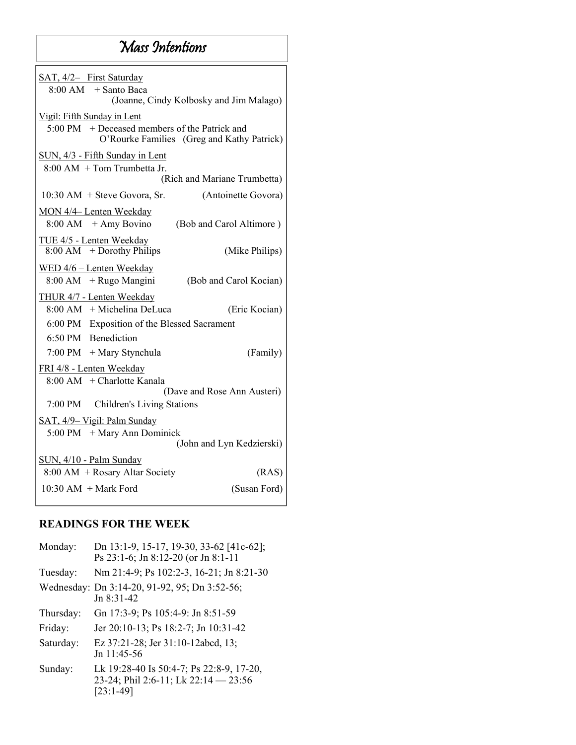# Mass Intentions

SAT, 4/2– First Saturday

8:00 AM + Santo Baca (Joanne, Cindy Kolbosky and Jim Malago)

Vigil: Fifth Sunday in Lent

5:00 PM + Deceased members of the Patrick and O'Rourke Families (Greg and Kathy Patrick)

SUN, 4/3 - Fifth Sunday in Lent

8:00 AM + Tom Trumbetta Jr. (Rich and Mariane Trumbetta)

10:30 AM + Steve Govora, Sr. (Antoinette Govora)

MON 4/4– Lenten Weekday

8:00 AM + Amy Bovino (Bob and Carol Altimore )

TUE 4/5 - Lenten Weekday

8:00 AM + Dorothy Philips (Mike Philips)

WED 4/6 – Lenten Weekday

8:00 AM + Rugo Mangini (Bob and Carol Kocian)

THUR 4/7 - Lenten Weekday

8:00 AM + Michelina DeLuca (Eric Kocian)

6:00 PM Exposition of the Blessed Sacrament

6:50 PM Benediction

7:00 PM + Mary Stynchula (Family)

FRI 4/8 - Lenten Weekday

8:00 AM + Charlotte Kanala (Dave and Rose Ann Austeri)

7:00 PM Children's Living Stations

SAT, 4/9– Vigil: Palm Sunday

5:00 PM + Mary Ann Dominick (John and Lyn Kedzierski)

SUN, 4/10 - Palm Sunday

8:00 AM + Rosary Altar Society (RAS)

10:30 AM + Mark Ford (Susan Ford)

## READINGS FOR THE WEEK

Monday: Dn 13:1-9, 15-17, 19-30, 33-62 [41c-62]; Ps 23:1-6; Jn 8:12-20 (or Jn 8:1-11

Tuesday: Nm 21:4-9; Ps 102:2-3, 16-21; Jn 8:21-30

Wednesday: Dn 3:14-20, 91-92, 95; Dn 3:52-56; Jn 8:31-42

Thursday: Gn 17:3-9; Ps 105:4-9: Jn 8:51-59

Friday: Jer 20:10-13; Ps 18:2-7; Jn 10:31-42

Saturday: Ez 37:21-28; Jer 31:10-12abcd, 13; Jn 11:45-56

Sunday: Lk 19:28-40 Is 50:4-7; Ps 22:8-9, 17-20, 23-24; Phil 2:6-11; Lk 22:14 — 23:56 [23:1-49]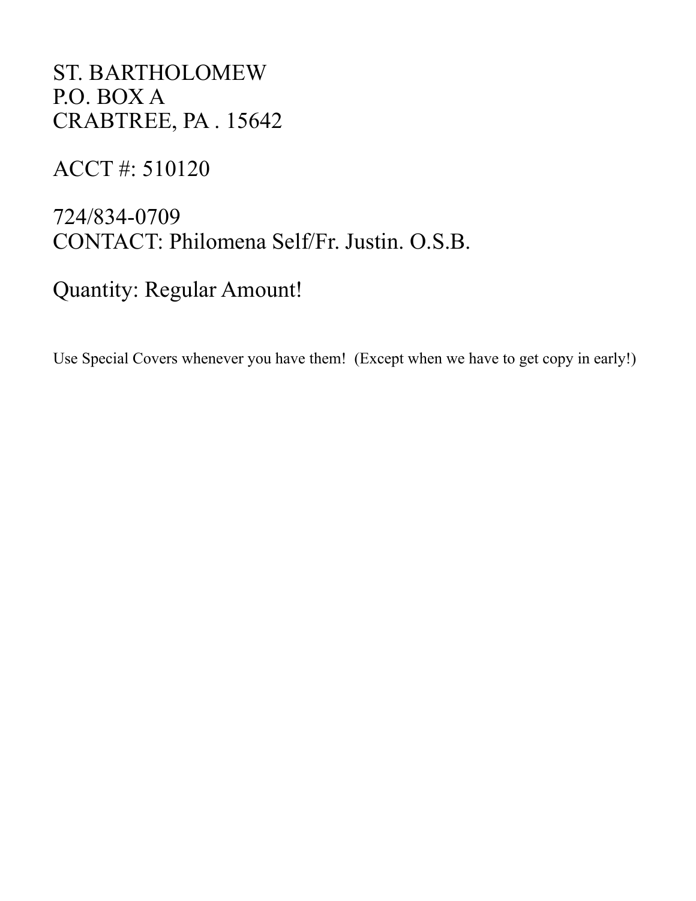ST. BARTHOLOMEW
P.O. BOX A
CRABTREE, PA . 15642

ACCT #: 510120

724/834-0709
CONTACT: Philomena Self/Fr. Justin. O.S.B.

Quantity: Regular Amount!

Use Special Covers whenever you have them! (Except when we have to get copy in early!)